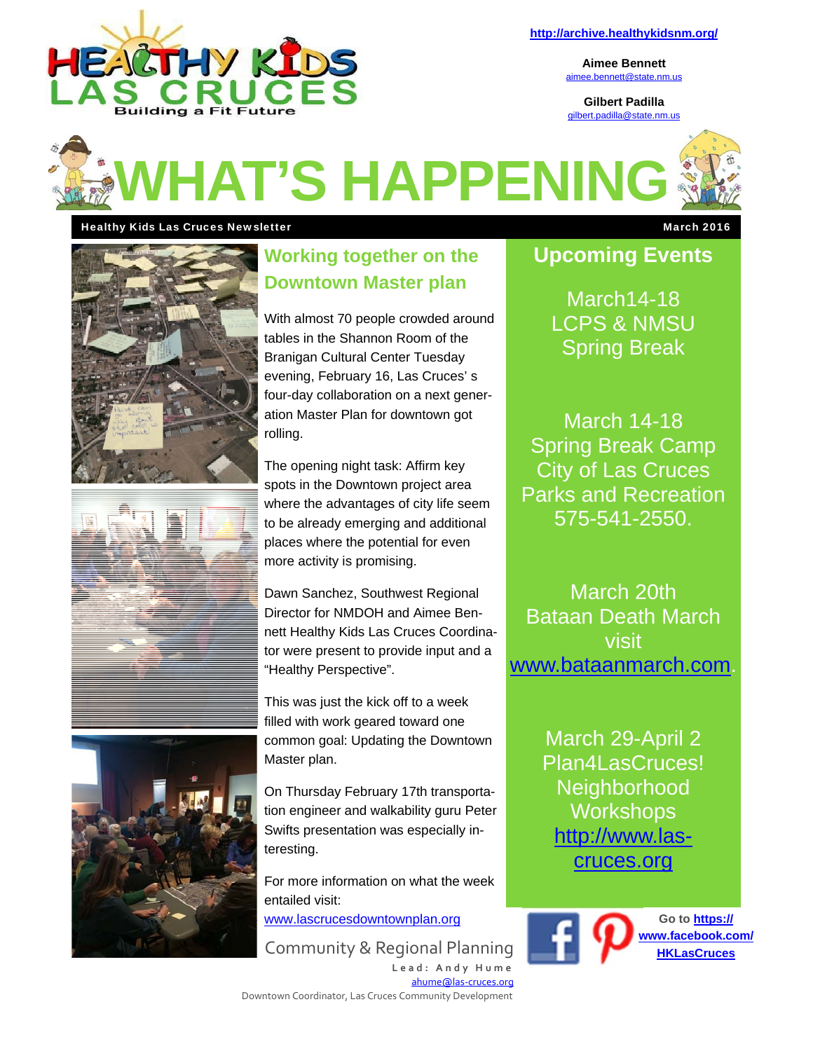Healthy Kids Las Cruces — Building a Fit Future

http://archive.healthykidsnm.org/

**Aimee Bennett**
aimee.bennett@state.nm.us

**Gilbert Padilla**
gilbert.padilla@state.nm.us

# WHAT'S HAPPENING

**Healthy Kids Las Cruces Newsletter** — **March 2016**

## Working together on the Downtown Master plan

With almost 70 people crowded around tables in the Shannon Room of the Branigan Cultural Center Tuesday evening, February 16, Las Cruces' s four-day collaboration on a next generation Master Plan for downtown got rolling.

The opening night task: Affirm key spots in the Downtown project area where the advantages of city life seem to be already emerging and additional places where the potential for even more activity is promising.

Dawn Sanchez, Southwest Regional Director for NMDOH and Aimee Bennett Healthy Kids Las Cruces Coordinator were present to provide input and a "Healthy Perspective".

This was just the kick off to a week filled with work geared toward one common goal: Updating the Downtown Master plan.

On Thursday February 17th transportation engineer and walkability guru Peter Swifts presentation was especially interesting.

For more information on what the week entailed visit:
www.lascrucesdowntownplan.org

Community & Regional Planning
Lead: Andy Hume
ahume@las-cruces.org
Downtown Coordinator, Las Cruces Community Development

## Upcoming Events

March14-18
LCPS & NMSU
Spring Break

March 14-18
Spring Break Camp
City of Las Cruces
Parks and Recreation
575-541-2550.

March 20th
Bataan Death March
visit
www.bataanmarch.com.

March 29-April 2
Plan4LasCruces!
Neighborhood
Workshops
http://www.las-cruces.org

Go to **https://www.facebook.com/HKLasCruces**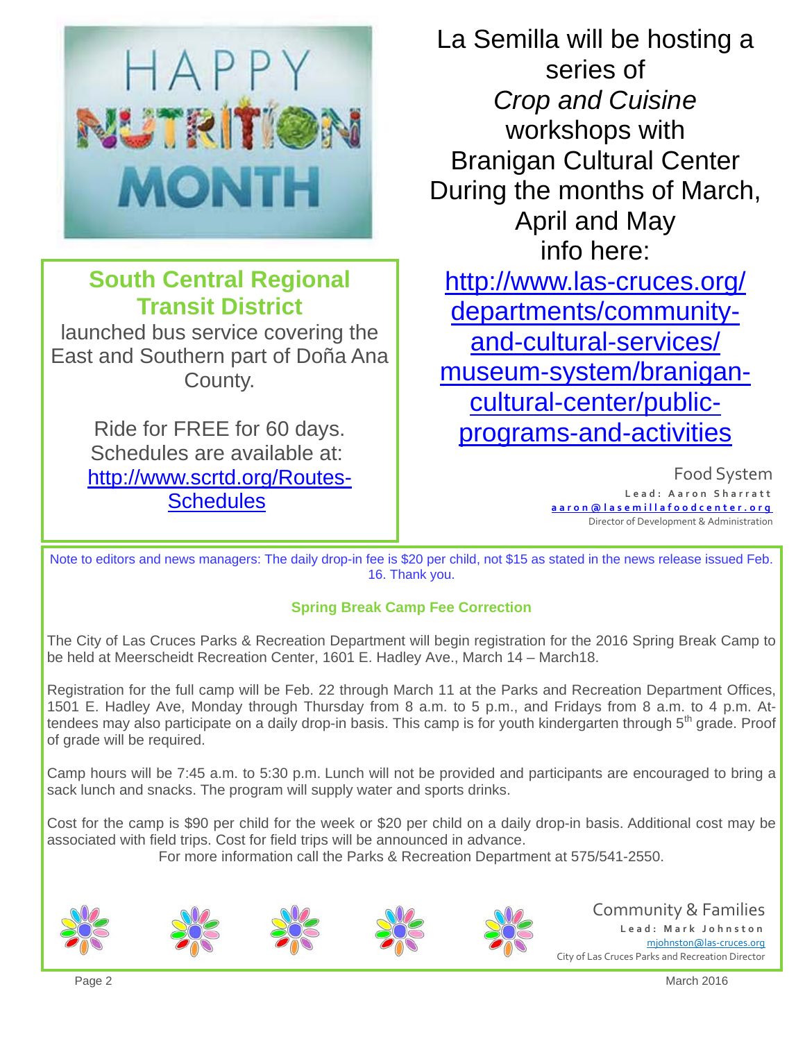HAPPY NUTRITION MONTH

## South Central Regional Transit District

launched bus service covering the East and Southern part of Doña Ana County.

Ride for FREE for 60 days. Schedules are available at: http://www.scrtd.org/Routes-Schedules

La Semilla will be hosting a series of *Crop and Cuisine* workshops with Branigan Cultural Center During the months of March, April and May info here: http://www.las-cruces.org/departments/community-and-cultural-services/museum-system/branigan-cultural-center/public-programs-and-activities

Food System
**Lead: Aaron Sharratt**
aaron@lasemillafoodcenter.org
Director of Development & Administration

Note to editors and news managers: The daily drop-in fee is $20 per child, not $15 as stated in the news release issued Feb. 16. Thank you.

### Spring Break Camp Fee Correction

The City of Las Cruces Parks & Recreation Department will begin registration for the 2016 Spring Break Camp to be held at Meerscheidt Recreation Center, 1601 E. Hadley Ave., March 14 – March18.

Registration for the full camp will be Feb. 22 through March 11 at the Parks and Recreation Department Offices, 1501 E. Hadley Ave, Monday through Thursday from 8 a.m. to 5 p.m., and Fridays from 8 a.m. to 4 p.m. Attendees may also participate on a daily drop-in basis. This camp is for youth kindergarten through 5th grade. Proof of grade will be required.

Camp hours will be 7:45 a.m. to 5:30 p.m. Lunch will not be provided and participants are encouraged to bring a sack lunch and snacks. The program will supply water and sports drinks.

Cost for the camp is $90 per child for the week or $20 per child on a daily drop-in basis. Additional cost may be associated with field trips. Cost for field trips will be announced in advance.

For more information call the Parks & Recreation Department at 575/541-2550.

Community & Families
**Lead: Mark Johnston**
mjohnston@las-cruces.org
City of Las Cruces Parks and Recreation Director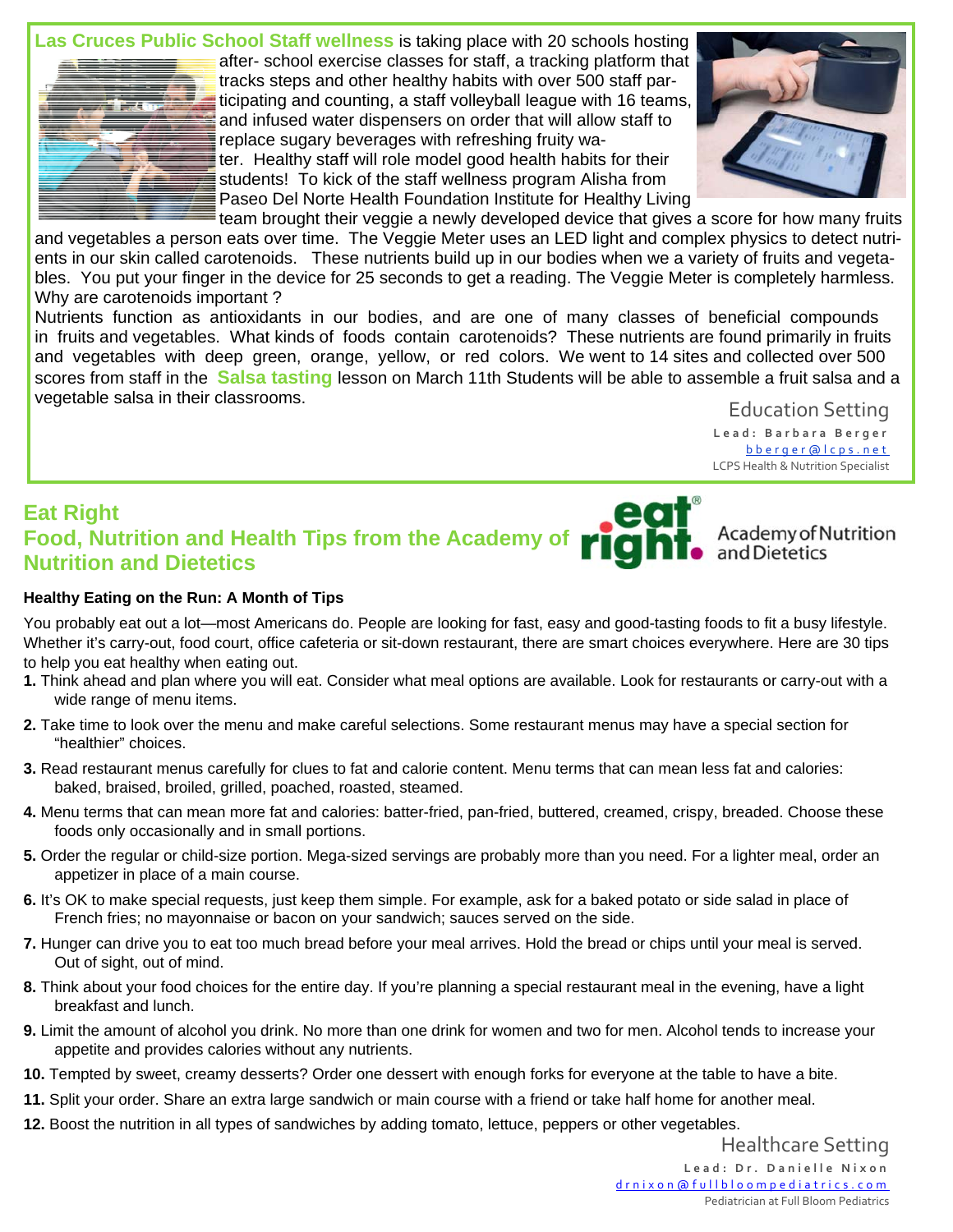**Las Cruces Public School Staff wellness** is taking place with 20 schools hosting after- school exercise classes for staff, a tracking platform that tracks steps and other healthy habits with over 500 staff participating and counting, a staff volleyball league with 16 teams, and infused water dispensers on order that will allow staff to replace sugary beverages with refreshing fruity water. Healthy staff will role model good health habits for their students! To kick of the staff wellness program Alisha from Paseo Del Norte Health Foundation Institute for Healthy Living team brought their veggie a newly developed device that gives a score for how many fruits and vegetables a person eats over time. The Veggie Meter uses an LED light and complex physics to detect nutrients in our skin called carotenoids. These nutrients build up in our bodies when we a variety of fruits and vegetables. You put your finger in the device for 25 seconds to get a reading. The Veggie Meter is completely harmless.

Why are carotenoids important ?

Nutrients function as antioxidants in our bodies, and are one of many classes of beneficial compounds in fruits and vegetables. What kinds of foods contain carotenoids? These nutrients are found primarily in fruits and vegetables with deep green, orange, yellow, or red colors. We went to 14 sites and collected over 500 scores from staff in the **Salsa tasting** lesson on March 11th Students will be able to assemble a fruit salsa and a vegetable salsa in their classrooms.

Education Setting
Lead: Barbara Berger
bberger@lcps.net
LCPS Health & Nutrition Specialist

## Eat Right
## Food, Nutrition and Health Tips from the Academy of Nutrition and Dietetics

eat right. Academy of Nutrition and Dietetics

**Healthy Eating on the Run: A Month of Tips**

You probably eat out a lot—most Americans do. People are looking for fast, easy and good-tasting foods to fit a busy lifestyle. Whether it's carry-out, food court, office cafeteria or sit-down restaurant, there are smart choices everywhere. Here are 30 tips to help you eat healthy when eating out.

1. Think ahead and plan where you will eat. Consider what meal options are available. Look for restaurants or carry-out with a wide range of menu items.
2. Take time to look over the menu and make careful selections. Some restaurant menus may have a special section for "healthier" choices.
3. Read restaurant menus carefully for clues to fat and calorie content. Menu terms that can mean less fat and calories: baked, braised, broiled, grilled, poached, roasted, steamed.
4. Menu terms that can mean more fat and calories: batter-fried, pan-fried, buttered, creamed, crispy, breaded. Choose these foods only occasionally and in small portions.
5. Order the regular or child-size portion. Mega-sized servings are probably more than you need. For a lighter meal, order an appetizer in place of a main course.
6. It's OK to make special requests, just keep them simple. For example, ask for a baked potato or side salad in place of French fries; no mayonnaise or bacon on your sandwich; sauces served on the side.
7. Hunger can drive you to eat too much bread before your meal arrives. Hold the bread or chips until your meal is served. Out of sight, out of mind.
8. Think about your food choices for the entire day. If you're planning a special restaurant meal in the evening, have a light breakfast and lunch.
9. Limit the amount of alcohol you drink. No more than one drink for women and two for men. Alcohol tends to increase your appetite and provides calories without any nutrients.
10. Tempted by sweet, creamy desserts? Order one dessert with enough forks for everyone at the table to have a bite.
11. Split your order. Share an extra large sandwich or main course with a friend or take half home for another meal.
12. Boost the nutrition in all types of sandwiches by adding tomato, lettuce, peppers or other vegetables.

Healthcare Setting
Lead: Dr. Danielle Nixon
drnixon@fullbloompediatrics.com
Pediatrician at Full Bloom Pediatrics